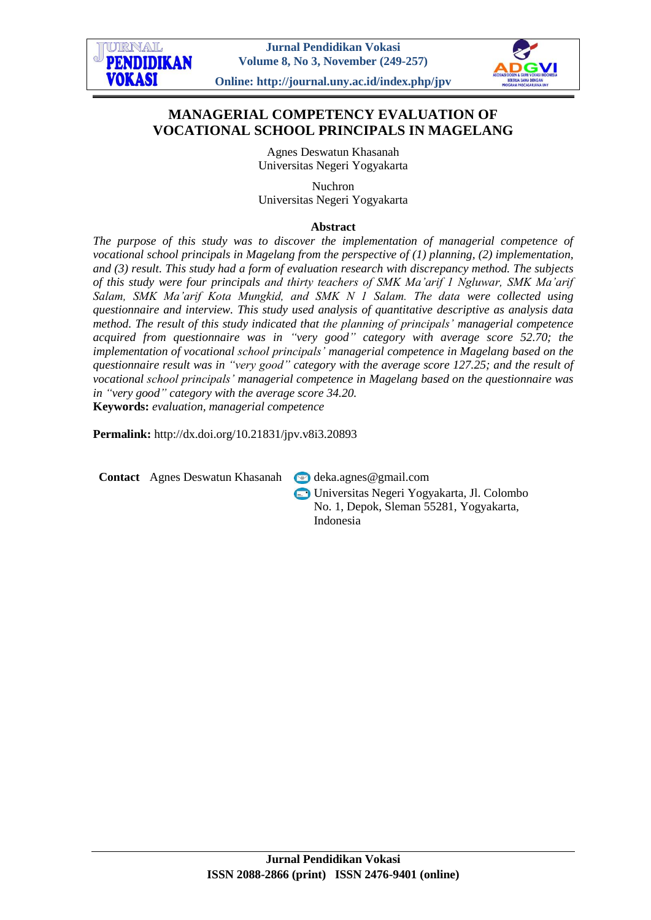# MANAGERIAL COMPETENCY EVALUATION OF VOCATIONAL SCHOOL PRINCIPALS IN MAGELANG

Agnes Deswatun Khasanah
Universitas Negeri Yogyakarta

Nuchron
Universitas Negeri Yogyakarta

**Abstract**

*The purpose of this study was to discover the implementation of managerial competence of vocational school principals in Magelang from the perspective of (1) planning, (2) implementation, and (3) result. This study had a form of evaluation research with discrepancy method. The subjects of this study were four principals and thirty teachers of SMK Ma'arif 1 Ngluwar, SMK Ma'arif Salam, SMK Ma'arif Kota Mungkid, and SMK N 1 Salam. The data were collected using questionnaire and interview. This study used analysis of quantitative descriptive as analysis data method. The result of this study indicated that the planning of principals' managerial competence acquired from questionnaire was in "very good" category with average score 52.70; the implementation of vocational school principals' managerial competence in Magelang based on the questionnaire result was in "very good" category with the average score 127.25; and the result of vocational school principals' managerial competence in Magelang based on the questionnaire was in "very good" category with the average score 34.20.*

**Keywords:** *evaluation, managerial competence*

**Permalink:** http://dx.doi.org/10.21831/jpv.v8i3.20893

**Contact** Agnes Deswatun Khasanah deka.agnes@gmail.com
Universitas Negeri Yogyakarta, Jl. Colombo No. 1, Depok, Sleman 55281, Yogyakarta, Indonesia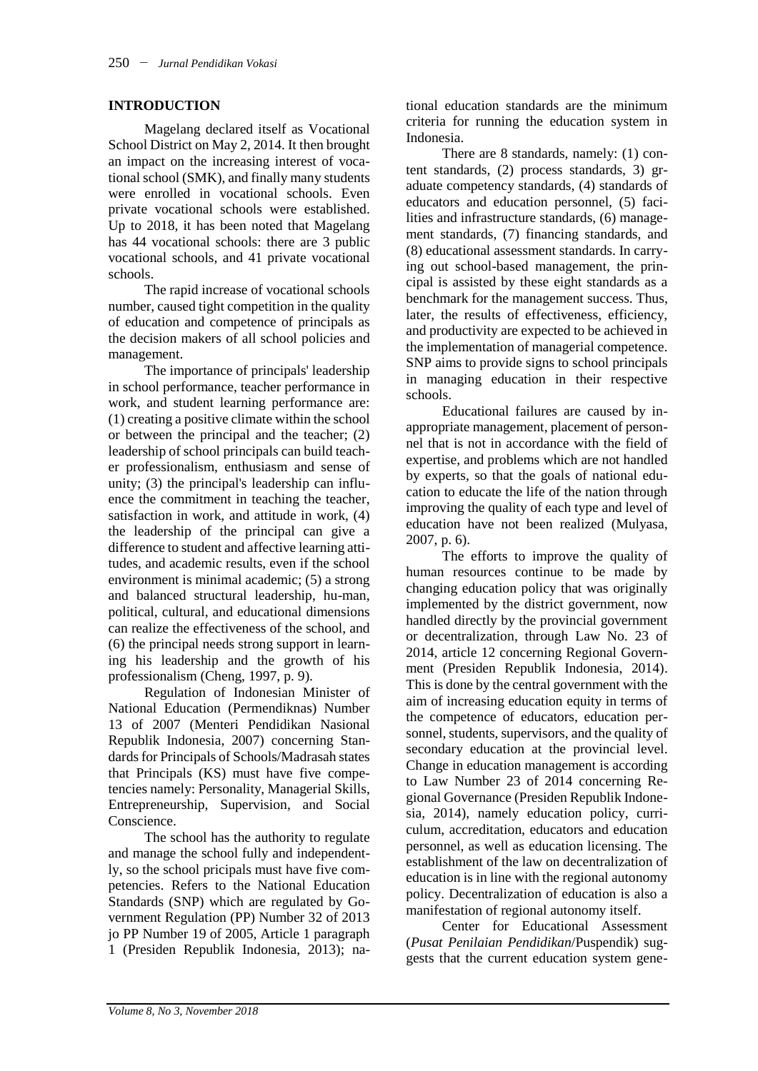## INTRODUCTION

Magelang declared itself as Vocational School District on May 2, 2014. It then brought an impact on the increasing interest of vocational school (SMK), and finally many students were enrolled in vocational schools. Even private vocational schools were established. Up to 2018, it has been noted that Magelang has 44 vocational schools: there are 3 public vocational schools, and 41 private vocational schools.

The rapid increase of vocational schools number, caused tight competition in the quality of education and competence of principals as the decision makers of all school policies and management.

The importance of principals' leadership in school performance, teacher performance in work, and student learning performance are: (1) creating a positive climate within the school or between the principal and the teacher; (2) leadership of school principals can build teacher professionalism, enthusiasm and sense of unity; (3) the principal's leadership can influence the commitment in teaching the teacher, satisfaction in work, and attitude in work, (4) the leadership of the principal can give a difference to student and affective learning attitudes, and academic results, even if the school environment is minimal academic; (5) a strong and balanced structural leadership, hu-man, political, cultural, and educational dimensions can realize the effectiveness of the school, and (6) the principal needs strong support in learning his leadership and the growth of his professionalism (Cheng, 1997, p. 9).

Regulation of Indonesian Minister of National Education (Permendiknas) Number 13 of 2007 (Menteri Pendidikan Nasional Republik Indonesia, 2007) concerning Standards for Principals of Schools/Madrasah states that Principals (KS) must have five competencies namely: Personality, Managerial Skills, Entrepreneurship, Supervision, and Social Conscience.

The school has the authority to regulate and manage the school fully and independently, so the school pricipals must have five competencies. Refers to the National Education Standards (SNP) which are regulated by Government Regulation (PP) Number 32 of 2013 jo PP Number 19 of 2005, Article 1 paragraph 1 (Presiden Republik Indonesia, 2013); national education standards are the minimum criteria for running the education system in Indonesia.

There are 8 standards, namely: (1) content standards, (2) process standards, 3) graduate competency standards, (4) standards of educators and education personnel, (5) facilities and infrastructure standards, (6) management standards, (7) financing standards, and (8) educational assessment standards. In carrying out school-based management, the principal is assisted by these eight standards as a benchmark for the management success. Thus, later, the results of effectiveness, efficiency, and productivity are expected to be achieved in the implementation of managerial competence. SNP aims to provide signs to school principals in managing education in their respective schools.

Educational failures are caused by inappropriate management, placement of personnel that is not in accordance with the field of expertise, and problems which are not handled by experts, so that the goals of national education to educate the life of the nation through improving the quality of each type and level of education have not been realized (Mulyasa, 2007, p. 6).

The efforts to improve the quality of human resources continue to be made by changing education policy that was originally implemented by the district government, now handled directly by the provincial government or decentralization, through Law No. 23 of 2014, article 12 concerning Regional Government (Presiden Republik Indonesia, 2014). This is done by the central government with the aim of increasing education equity in terms of the competence of educators, education personnel, students, supervisors, and the quality of secondary education at the provincial level. Change in education management is according to Law Number 23 of 2014 concerning Regional Governance (Presiden Republik Indonesia, 2014), namely education policy, curriculum, accreditation, educators and education personnel, as well as education licensing. The establishment of the law on decentralization of education is in line with the regional autonomy policy. Decentralization of education is also a manifestation of regional autonomy itself.

Center for Educational Assessment (*Pusat Penilaian Pendidikan*/Puspendik) suggests that the current education system gene-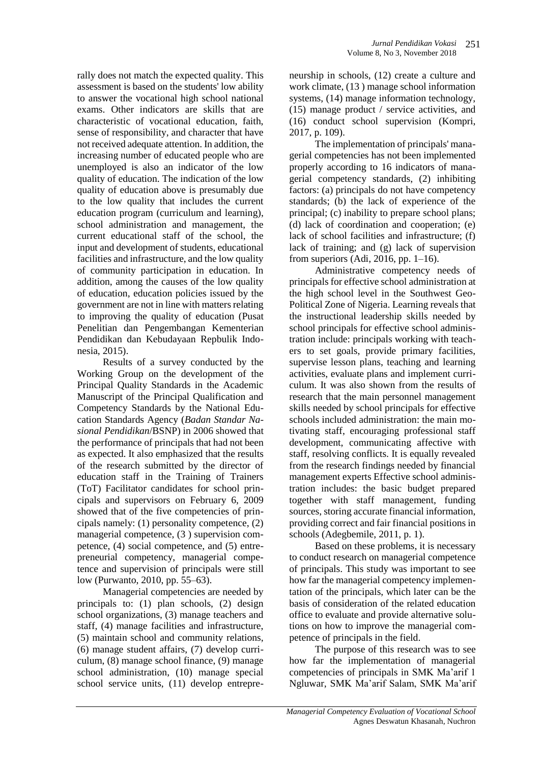rally does not match the expected quality. This assessment is based on the students' low ability to answer the vocational high school national exams. Other indicators are skills that are characteristic of vocational education, faith, sense of responsibility, and character that have not received adequate attention. In addition, the increasing number of educated people who are unemployed is also an indicator of the low quality of education. The indication of the low quality of education above is presumably due to the low quality that includes the current education program (curriculum and learning), school administration and management, the current educational staff of the school, the input and development of students, educational facilities and infrastructure, and the low quality of community participation in education. In addition, among the causes of the low quality of education, education policies issued by the government are not in line with matters relating to improving the quality of education (Pusat Penelitian dan Pengembangan Kementerian Pendidikan dan Kebudayaan Repbulik Indonesia, 2015).

Results of a survey conducted by the Working Group on the development of the Principal Quality Standards in the Academic Manuscript of the Principal Qualification and Competency Standards by the National Education Standards Agency (*Badan Standar Nasional Pendidikan*/BSNP) in 2006 showed that the performance of principals that had not been as expected. It also emphasized that the results of the research submitted by the director of education staff in the Training of Trainers (ToT) Facilitator candidates for school principals and supervisors on February 6, 2009 showed that of the five competencies of principals namely: (1) personality competence, (2) managerial competence, (3 ) supervision competence, (4) social competence, and (5) entrepreneurial competency, managerial competence and supervision of principals were still low (Purwanto, 2010, pp. 55–63).

Managerial competencies are needed by principals to: (1) plan schools, (2) design school organizations, (3) manage teachers and staff, (4) manage facilities and infrastructure, (5) maintain school and community relations, (6) manage student affairs, (7) develop curriculum, (8) manage school finance, (9) manage school administration, (10) manage special school service units, (11) develop entrepreneurship in schools, (12) create a culture and work climate, (13 ) manage school information systems, (14) manage information technology, (15) manage product / service activities, and (16) conduct school supervision (Kompri, 2017, p. 109).

The implementation of principals' managerial competencies has not been implemented properly according to 16 indicators of managerial competency standards, (2) inhibiting factors: (a) principals do not have competency standards; (b) the lack of experience of the principal; (c) inability to prepare school plans; (d) lack of coordination and cooperation; (e) lack of school facilities and infrastructure; (f) lack of training; and (g) lack of supervision from superiors (Adi, 2016, pp. 1–16).

Administrative competency needs of principals for effective school administration at the high school level in the Southwest Geo-Political Zone of Nigeria. Learning reveals that the instructional leadership skills needed by school principals for effective school administration include: principals working with teachers to set goals, provide primary facilities, supervise lesson plans, teaching and learning activities, evaluate plans and implement curriculum. It was also shown from the results of research that the main personnel management skills needed by school principals for effective schools included administration: the main motivating staff, encouraging professional staff development, communicating affective with staff, resolving conflicts. It is equally revealed from the research findings needed by financial management experts Effective school administration includes: the basic budget prepared together with staff management, funding sources, storing accurate financial information, providing correct and fair financial positions in schools (Adegbemile, 2011, p. 1).

Based on these problems, it is necessary to conduct research on managerial competence of principals. This study was important to see how far the managerial competency implementation of the principals, which later can be the basis of consideration of the related education office to evaluate and provide alternative solutions on how to improve the managerial competence of principals in the field.

The purpose of this research was to see how far the implementation of managerial competencies of principals in SMK Ma'arif 1 Ngluwar, SMK Ma'arif Salam, SMK Ma'arif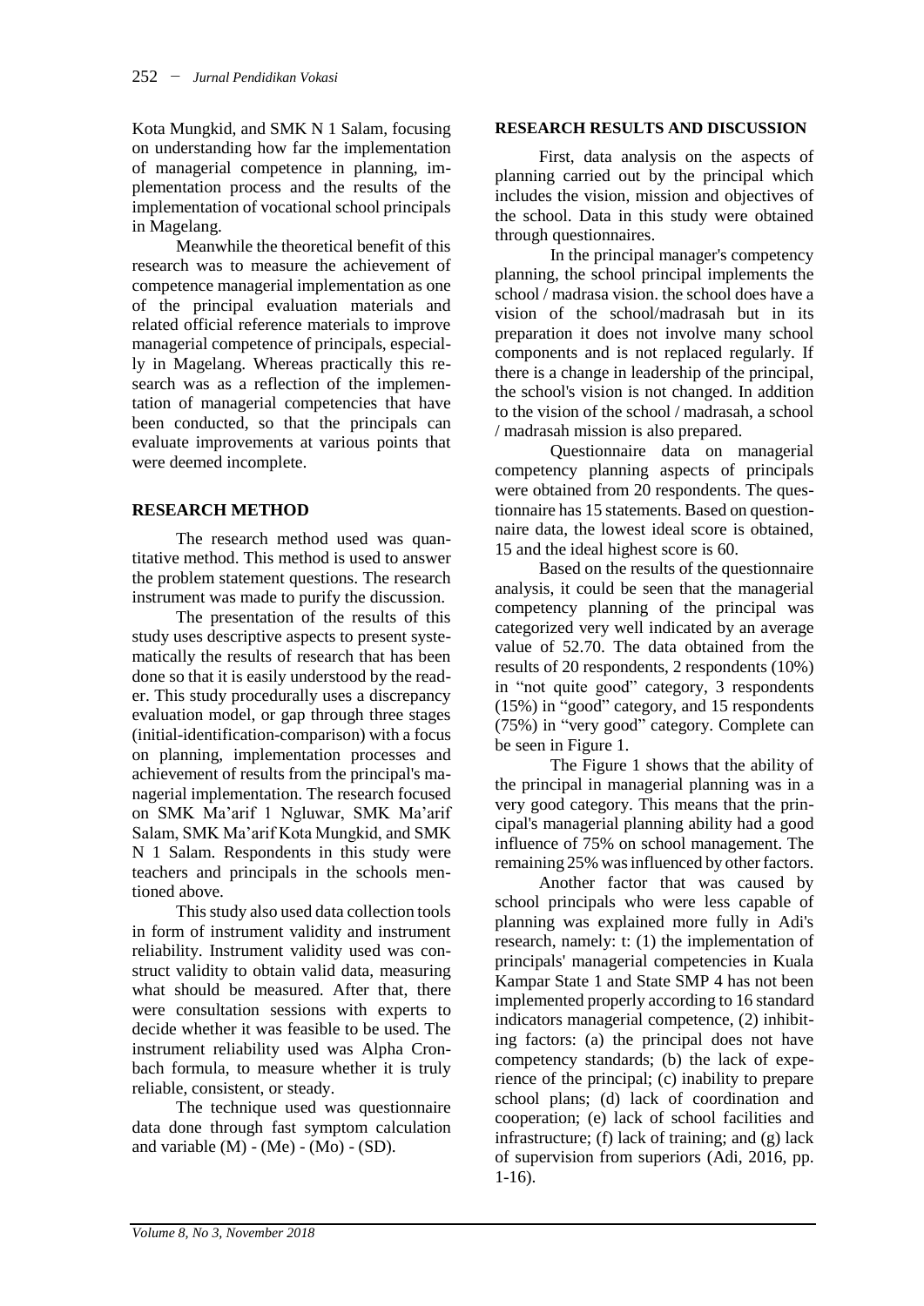Kota Mungkid, and SMK N 1 Salam, focusing on understanding how far the implementation of managerial competence in planning, implementation process and the results of the implementation of vocational school principals in Magelang.

Meanwhile the theoretical benefit of this research was to measure the achievement of competence managerial implementation as one of the principal evaluation materials and related official reference materials to improve managerial competence of principals, especially in Magelang. Whereas practically this research was as a reflection of the implementation of managerial competencies that have been conducted, so that the principals can evaluate improvements at various points that were deemed incomplete.

## RESEARCH METHOD

The research method used was quantitative method. This method is used to answer the problem statement questions. The research instrument was made to purify the discussion.

The presentation of the results of this study uses descriptive aspects to present systematically the results of research that has been done so that it is easily understood by the reader. This study procedurally uses a discrepancy evaluation model, or gap through three stages (initial-identification-comparison) with a focus on planning, implementation processes and achievement of results from the principal's managerial implementation. The research focused on SMK Ma'arif 1 Ngluwar, SMK Ma'arif Salam, SMK Ma'arif Kota Mungkid, and SMK N 1 Salam. Respondents in this study were teachers and principals in the schools mentioned above.

This study also used data collection tools in form of instrument validity and instrument reliability. Instrument validity used was construct validity to obtain valid data, measuring what should be measured. After that, there were consultation sessions with experts to decide whether it was feasible to be used. The instrument reliability used was Alpha Cronbach formula, to measure whether it is truly reliable, consistent, or steady.

The technique used was questionnaire data done through fast symptom calculation and variable (M) - (Me) - (Mo) - (SD).

## RESEARCH RESULTS AND DISCUSSION

First, data analysis on the aspects of planning carried out by the principal which includes the vision, mission and objectives of the school. Data in this study were obtained through questionnaires.

In the principal manager's competency planning, the school principal implements the school / madrasa vision. the school does have a vision of the school/madrasah but in its preparation it does not involve many school components and is not replaced regularly. If there is a change in leadership of the principal, the school's vision is not changed. In addition to the vision of the school / madrasah, a school / madrasah mission is also prepared.

Questionnaire data on managerial competency planning aspects of principals were obtained from 20 respondents. The questionnaire has 15 statements. Based on questionnaire data, the lowest ideal score is obtained, 15 and the ideal highest score is 60.

Based on the results of the questionnaire analysis, it could be seen that the managerial competency planning of the principal was categorized very well indicated by an average value of 52.70. The data obtained from the results of 20 respondents, 2 respondents (10%) in "not quite good" category, 3 respondents (15%) in "good" category, and 15 respondents (75%) in "very good" category. Complete can be seen in Figure 1.

The Figure 1 shows that the ability of the principal in managerial planning was in a very good category. This means that the principal's managerial planning ability had a good influence of 75% on school management. The remaining 25% was influenced by other factors.

Another factor that was caused by school principals who were less capable of planning was explained more fully in Adi's research, namely: t: (1) the implementation of principals' managerial competencies in Kuala Kampar State 1 and State SMP 4 has not been implemented properly according to 16 standard indicators managerial competence, (2) inhibiting factors: (a) the principal does not have competency standards; (b) the lack of experience of the principal; (c) inability to prepare school plans; (d) lack of coordination and cooperation; (e) lack of school facilities and infrastructure; (f) lack of training; and (g) lack of supervision from superiors (Adi, 2016, pp. 1-16).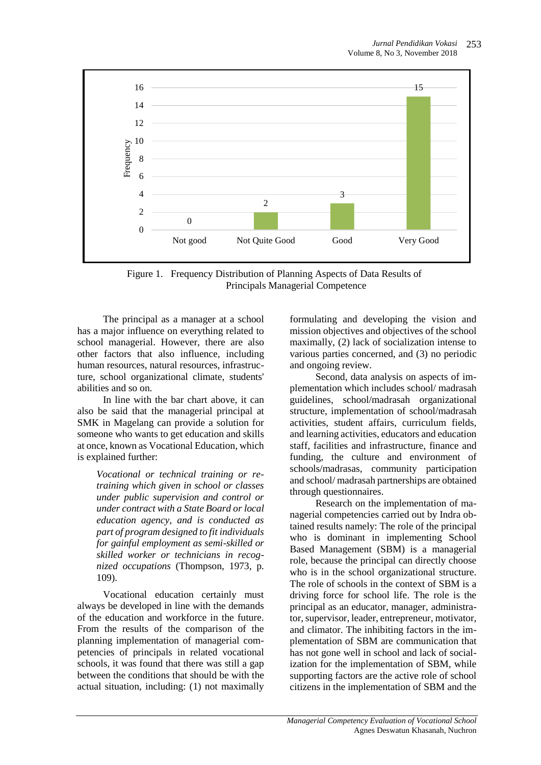Figure 1. Frequency Distribution of Planning Aspects of Data Results of Principals Managerial Competence

The principal as a manager at a school has a major influence on everything related to school managerial. However, there are also other factors that also influence, including human resources, natural resources, infrastructure, school organizational climate, students' abilities and so on.

In line with the bar chart above, it can also be said that the managerial principal at SMK in Magelang can provide a solution for someone who wants to get education and skills at once, known as Vocational Education, which is explained further:

> *Vocational or technical training or re-training which given in school or classes under public supervision and control or under contract with a State Board or local education agency, and is conducted as part of program designed to fit individuals for gainful employment as semi-skilled or skilled worker or technicians in recognized occupations* (Thompson, 1973, p. 109).

Vocational education certainly must always be developed in line with the demands of the education and workforce in the future. From the results of the comparison of the planning implementation of managerial competencies of principals in related vocational schools, it was found that there was still a gap between the conditions that should be with the actual situation, including: (1) not maximally formulating and developing the vision and mission objectives and objectives of the school maximally, (2) lack of socialization intense to various parties concerned, and (3) no periodic and ongoing review.

Second, data analysis on aspects of implementation which includes school/ madrasah guidelines, school/madrasah organizational structure, implementation of school/madrasah activities, student affairs, curriculum fields, and learning activities, educators and education staff, facilities and infrastructure, finance and funding, the culture and environment of schools/madrasas, community participation and school/ madrasah partnerships are obtained through questionnaires.

Research on the implementation of managerial competencies carried out by Indra obtained results namely: The role of the principal who is dominant in implementing School Based Management (SBM) is a managerial role, because the principal can directly choose who is in the school organizational structure. The role of schools in the context of SBM is a driving force for school life. The role is the principal as an educator, manager, administrator, supervisor, leader, entrepreneur, motivator, and climator. The inhibiting factors in the implementation of SBM are communication that has not gone well in school and lack of socialization for the implementation of SBM, while supporting factors are the active role of school citizens in the implementation of SBM and the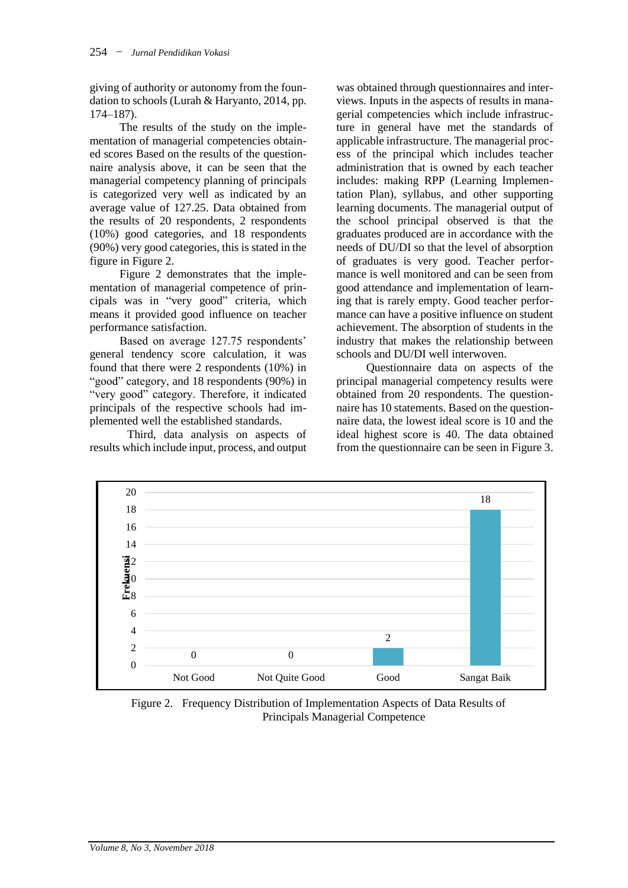giving of authority or autonomy from the foundation to schools (Lurah & Haryanto, 2014, pp. 174–187).

The results of the study on the implementation of managerial competencies obtained scores Based on the results of the questionnaire analysis above, it can be seen that the managerial competency planning of principals is categorized very well as indicated by an average value of 127.25. Data obtained from the results of 20 respondents, 2 respondents (10%) good categories, and 18 respondents (90%) very good categories, this is stated in the figure in Figure 2.

Figure 2 demonstrates that the implementation of managerial competence of principals was in "very good" criteria, which means it provided good influence on teacher performance satisfaction.

Based on average 127.75 respondents' general tendency score calculation, it was found that there were 2 respondents (10%) in "good" category, and 18 respondents (90%) in "very good" category. Therefore, it indicated principals of the respective schools had implemented well the established standards.

Third, data analysis on aspects of results which include input, process, and output was obtained through questionnaires and interviews. Inputs in the aspects of results in managerial competencies which include infrastructure in general have met the standards of applicable infrastructure. The managerial process of the principal which includes teacher administration that is owned by each teacher includes: making RPP (Learning Implementation Plan), syllabus, and other supporting learning documents. The managerial output of the school principal observed is that the graduates produced are in accordance with the needs of DU/DI so that the level of absorption of graduates is very good. Teacher performance is well monitored and can be seen from good attendance and implementation of learning that is rarely empty. Good teacher performance can have a positive influence on student achievement. The absorption of students in the industry that makes the relationship between schools and DU/DI well interwoven.

Questionnaire data on aspects of the principal managerial competency results were obtained from 20 respondents. The questionnaire has 10 statements. Based on the questionnaire data, the lowest ideal score is 10 and the ideal highest score is 40. The data obtained from the questionnaire can be seen in Figure 3.

| Category | Frekuensi |
|---|---|
| Not Good | 0 |
| Not Quite Good | 0 |
| Good | 2 |
| Sangat Baik | 18 |

Figure 2. Frequency Distribution of Implementation Aspects of Data Results of Principals Managerial Competence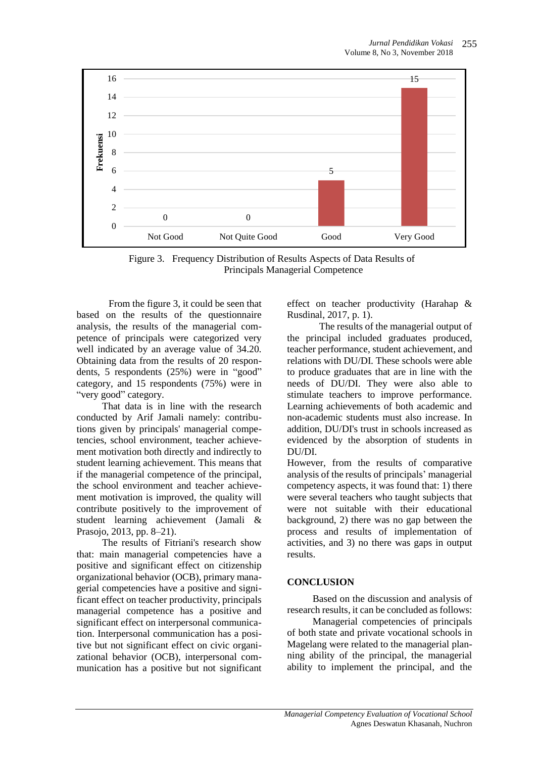Figure 3. Frequency Distribution of Results Aspects of Data Results of Principals Managerial Competence

From the figure 3, it could be seen that based on the results of the questionnaire analysis, the results of the managerial competence of principals were categorized very well indicated by an average value of 34.20. Obtaining data from the results of 20 respondents, 5 respondents (25%) were in "good" category, and 15 respondents (75%) were in "very good" category.

That data is in line with the research conducted by Arif Jamali namely: contributions given by principals' managerial competencies, school environment, teacher achievement motivation both directly and indirectly to student learning achievement. This means that if the managerial competence of the principal, the school environment and teacher achievement motivation is improved, the quality will contribute positively to the improvement of student learning achievement (Jamali & Prasojo, 2013, pp. 8–21).

The results of Fitriani's research show that: main managerial competencies have a positive and significant effect on citizenship organizational behavior (OCB), primary managerial competencies have a positive and significant effect on teacher productivity, principals managerial competence has a positive and significant effect on interpersonal communication. Interpersonal communication has a positive but not significant effect on civic organizational behavior (OCB), interpersonal communication has a positive but not significant effect on teacher productivity (Harahap & Rusdinal, 2017, p. 1).

The results of the managerial output of the principal included graduates produced, teacher performance, student achievement, and relations with DU/DI. These schools were able to produce graduates that are in line with the needs of DU/DI. They were also able to stimulate teachers to improve performance. Learning achievements of both academic and non-academic students must also increase. In addition, DU/DI's trust in schools increased as evidenced by the absorption of students in DU/DI.

However, from the results of comparative analysis of the results of principals' managerial competency aspects, it was found that: 1) there were several teachers who taught subjects that were not suitable with their educational background, 2) there was no gap between the process and results of implementation of activities, and 3) no there was gaps in output results.

## CONCLUSION

Based on the discussion and analysis of research results, it can be concluded as follows:

Managerial competencies of principals of both state and private vocational schools in Magelang were related to the managerial planning ability of the principal, the managerial ability to implement the principal, and the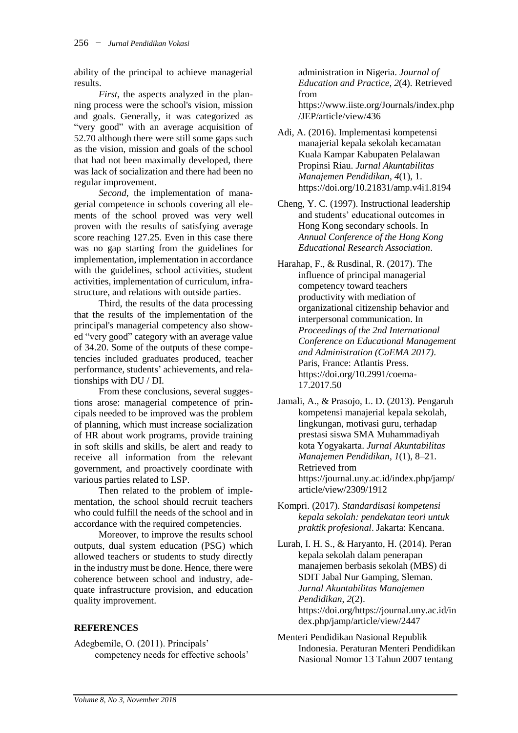ability of the principal to achieve managerial results.

*First*, the aspects analyzed in the planning process were the school's vision, mission and goals. Generally, it was categorized as "very good" with an average acquisition of 52.70 although there were still some gaps such as the vision, mission and goals of the school that had not been maximally developed, there was lack of socialization and there had been no regular improvement.

*Second*, the implementation of managerial competence in schools covering all elements of the school proved was very well proven with the results of satisfying average score reaching 127.25. Even in this case there was no gap starting from the guidelines for implementation, implementation in accordance with the guidelines, school activities, student activities, implementation of curriculum, infrastructure, and relations with outside parties.

Third, the results of the data processing that the results of the implementation of the principal's managerial competency also showed "very good" category with an average value of 34.20. Some of the outputs of these competencies included graduates produced, teacher performance, students' achievements, and relationships with DU / DI.

From these conclusions, several suggestions arose: managerial competence of principals needed to be improved was the problem of planning, which must increase socialization of HR about work programs, provide training in soft skills and skills, be alert and ready to receive all information from the relevant government, and proactively coordinate with various parties related to LSP.

Then related to the problem of implementation, the school should recruit teachers who could fulfill the needs of the school and in accordance with the required competencies.

Moreover, to improve the results school outputs, dual system education (PSG) which allowed teachers or students to study directly in the industry must be done. Hence, there were coherence between school and industry, adequate infrastructure provision, and education quality improvement.

## REFERENCES

Adegbemile, O. (2011). Principals' competency needs for effective schools' administration in Nigeria. *Journal of Education and Practice*, *2*(4). Retrieved from https://www.iiste.org/Journals/index.php/JEP/article/view/436

Adi, A. (2016). Implementasi kompetensi manajerial kepala sekolah kecamatan Kuala Kampar Kabupaten Pelalawan Propinsi Riau. *Jurnal Akuntabilitas Manajemen Pendidikan*, *4*(1), 1. https://doi.org/10.21831/amp.v4i1.8194

Cheng, Y. C. (1997). Instructional leadership and students' educational outcomes in Hong Kong secondary schools. In *Annual Conference of the Hong Kong Educational Research Association*.

Harahap, F., & Rusdinal, R. (2017). The influence of principal managerial competency toward teachers productivity with mediation of organizational citizenship behavior and interpersonal communication. In *Proceedings of the 2nd International Conference on Educational Management and Administration (CoEMA 2017)*. Paris, France: Atlantis Press. https://doi.org/10.2991/coema-17.2017.50

Jamali, A., & Prasojo, L. D. (2013). Pengaruh kompetensi manajerial kepala sekolah, lingkungan, motivasi guru, terhadap prestasi siswa SMA Muhammadiyah kota Yogyakarta. *Jurnal Akuntabilitas Manajemen Pendidikan*, *1*(1), 8–21. Retrieved from https://journal.uny.ac.id/index.php/jamp/article/view/2309/1912

Kompri. (2017). *Standardisasi kompetensi kepala sekolah: pendekatan teori untuk praktik profesional*. Jakarta: Kencana.

Lurah, I. H. S., & Haryanto, H. (2014). Peran kepala sekolah dalam penerapan manajemen berbasis sekolah (MBS) di SDIT Jabal Nur Gamping, Sleman. *Jurnal Akuntabilitas Manajemen Pendidikan*, *2*(2). https://doi.org/https://journal.uny.ac.id/index.php/jamp/article/view/2447

Menteri Pendidikan Nasional Republik Indonesia. Peraturan Menteri Pendidikan Nasional Nomor 13 Tahun 2007 tentang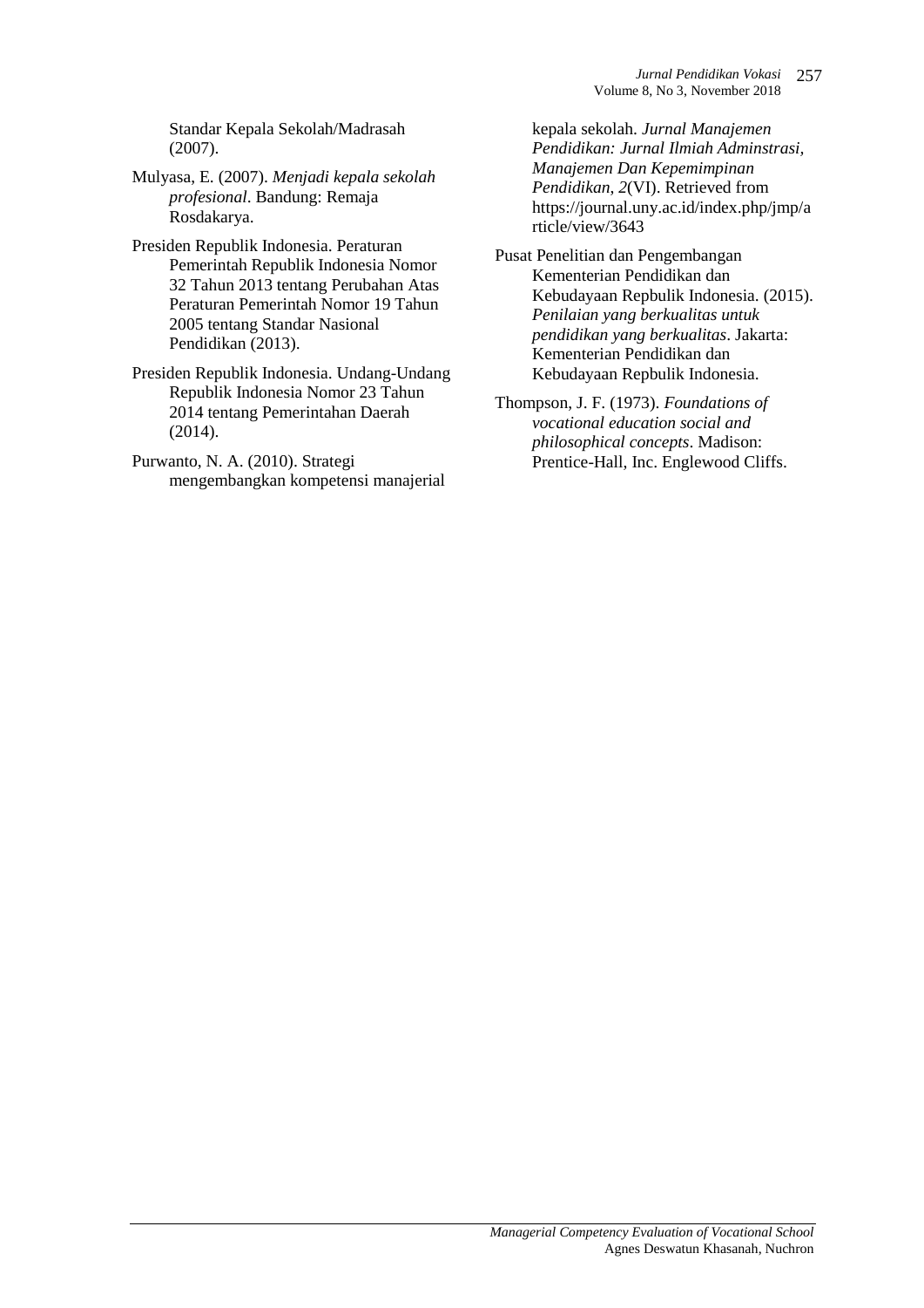Standar Kepala Sekolah/Madrasah (2007).

Mulyasa, E. (2007). *Menjadi kepala sekolah profesional*. Bandung: Remaja Rosdakarya.

Presiden Republik Indonesia. Peraturan Pemerintah Republik Indonesia Nomor 32 Tahun 2013 tentang Perubahan Atas Peraturan Pemerintah Nomor 19 Tahun 2005 tentang Standar Nasional Pendidikan (2013).

Presiden Republik Indonesia. Undang-Undang Republik Indonesia Nomor 23 Tahun 2014 tentang Pemerintahan Daerah (2014).

Purwanto, N. A. (2010). Strategi mengembangkan kompetensi manajerial kepala sekolah. *Jurnal Manajemen Pendidikan: Jurnal Ilmiah Adminstrasi, Manajemen Dan Kepemimpinan Pendidikan*, *2*(VI). Retrieved from https://journal.uny.ac.id/index.php/jmp/article/view/3643

Pusat Penelitian dan Pengembangan Kementerian Pendidikan dan Kebudayaan Repbulik Indonesia. (2015). *Penilaian yang berkualitas untuk pendidikan yang berkualitas*. Jakarta: Kementerian Pendidikan dan Kebudayaan Repbulik Indonesia.

Thompson, J. F. (1973). *Foundations of vocational education social and philosophical concepts*. Madison: Prentice-Hall, Inc. Englewood Cliffs.